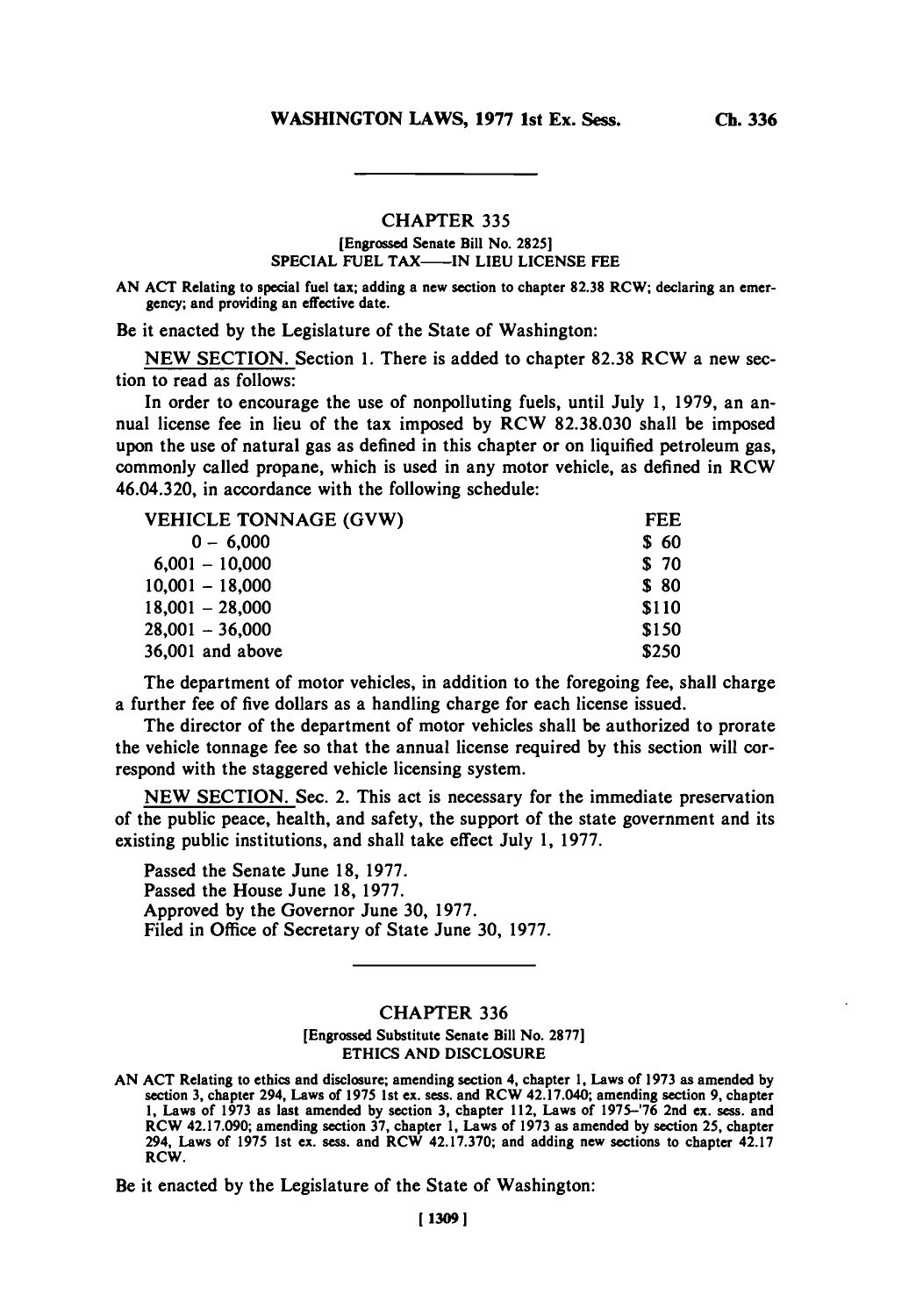## CHAPTER 335

[Engrossed Senate Bill No. 2825]

SPECIAL FUEL TAX——IN LIEU LICENSE FEE

AN ACT Relating to special fuel tax; adding a new section to chapter 82.38 RCW; declaring an emergency; and providing an effective date.

Be it enacted by the Legislature of the State of Washington:

NEW SECTION. Section 1. There is added to chapter 82.38 RCW a new section to read as follows:

In order to encourage the use of nonpolluting fuels, until July 1, 1979, an annual license fee in lieu of the tax imposed by RCW 82.38.030 shall be imposed upon the use of natural gas as defined in this chapter or on liquified petroleum gas, commonly called propane, which is used in any motor vehicle, as defined in RCW 46.04.320, in accordance with the following schedule:

| VEHICLE TONNAGE (GVW) | FEE |
|---|---|
| 0 – 6,000 | $ 60 |
| 6,001 – 10,000 | $ 70 |
| 10,001 – 18,000 | $ 80 |
| 18,001 – 28,000 | $110 |
| 28,001 – 36,000 | $150 |
| 36,001 and above | $250 |

The department of motor vehicles, in addition to the foregoing fee, shall charge a further fee of five dollars as a handling charge for each license issued.

The director of the department of motor vehicles shall be authorized to prorate the vehicle tonnage fee so that the annual license required by this section will correspond with the staggered vehicle licensing system.

NEW SECTION. Sec. 2. This act is necessary for the immediate preservation of the public peace, health, and safety, the support of the state government and its existing public institutions, and shall take effect July 1, 1977.

Passed the Senate June 18, 1977.
Passed the House June 18, 1977.
Approved by the Governor June 30, 1977.
Filed in Office of Secretary of State June 30, 1977.

## CHAPTER 336

[Engrossed Substitute Senate Bill No. 2877]

ETHICS AND DISCLOSURE

AN ACT Relating to ethics and disclosure; amending section 4, chapter 1, Laws of 1973 as amended by section 3, chapter 294, Laws of 1975 1st ex. sess. and RCW 42.17.040; amending section 9, chapter 1, Laws of 1973 as last amended by section 3, chapter 112, Laws of 1975–'76 2nd ex. sess. and RCW 42.17.090; amending section 37, chapter 1, Laws of 1973 as amended by section 25, chapter 294, Laws of 1975 1st ex. sess. and RCW 42.17.370; and adding new sections to chapter 42.17 RCW.

Be it enacted by the Legislature of the State of Washington: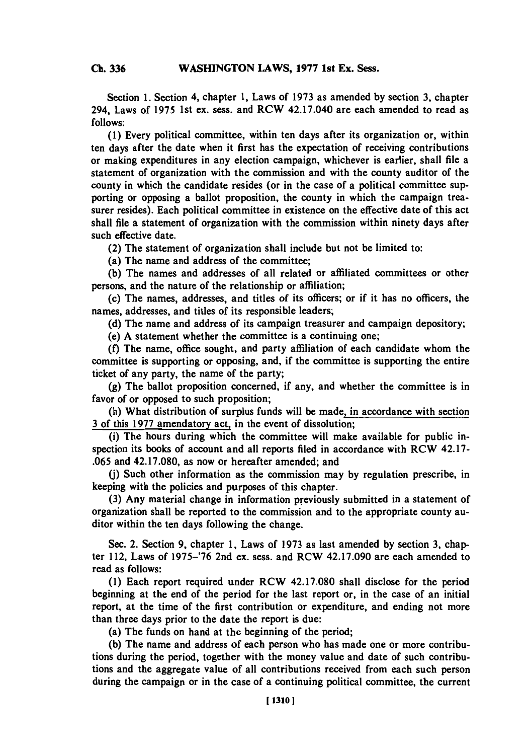Section 1. Section 4, chapter 1, Laws of 1973 as amended by section 3, chapter 294, Laws of 1975 1st ex. sess. and RCW 42.17.040 are each amended to read as follows:

(1) Every political committee, within ten days after its organization or, within ten days after the date when it first has the expectation of receiving contributions or making expenditures in any election campaign, whichever is earlier, shall file a statement of organization with the commission and with the county auditor of the county in which the candidate resides (or in the case of a political committee supporting or opposing a ballot proposition, the county in which the campaign treasurer resides). Each political committee in existence on the effective date of this act shall file a statement of organization with the commission within ninety days after such effective date.

(2) The statement of organization shall include but not be limited to:

(a) The name and address of the committee;

(b) The names and addresses of all related or affiliated committees or other persons, and the nature of the relationship or affiliation;

(c) The names, addresses, and titles of its officers; or if it has no officers, the names, addresses, and titles of its responsible leaders;

(d) The name and address of its campaign treasurer and campaign depository;

(e) A statement whether the committee is a continuing one;

(f) The name, office sought, and party affiliation of each candidate whom the committee is supporting or opposing, and, if the committee is supporting the entire ticket of any party, the name of the party;

(g) The ballot proposition concerned, if any, and whether the committee is in favor of or opposed to such proposition;

(h) What distribution of surplus funds will be made, in accordance with section 3 of this 1977 amendatory act, in the event of dissolution;

(i) The hours during which the committee will make available for public inspection its books of account and all reports filed in accordance with RCW 42.17-.065 and 42.17.080, as now or hereafter amended; and

(j) Such other information as the commission may by regulation prescribe, in keeping with the policies and purposes of this chapter.

(3) Any material change in information previously submitted in a statement of organization shall be reported to the commission and to the appropriate county auditor within the ten days following the change.

Sec. 2. Section 9, chapter 1, Laws of 1973 as last amended by section 3, chapter 112, Laws of 1975–'76 2nd ex. sess. and RCW 42.17.090 are each amended to read as follows:

(1) Each report required under RCW 42.17.080 shall disclose for the period beginning at the end of the period for the last report or, in the case of an initial report, at the time of the first contribution or expenditure, and ending not more than three days prior to the date the report is due:

(a) The funds on hand at the beginning of the period;

(b) The name and address of each person who has made one or more contributions during the period, together with the money value and date of such contributions and the aggregate value of all contributions received from each such person during the campaign or in the case of a continuing political committee, the current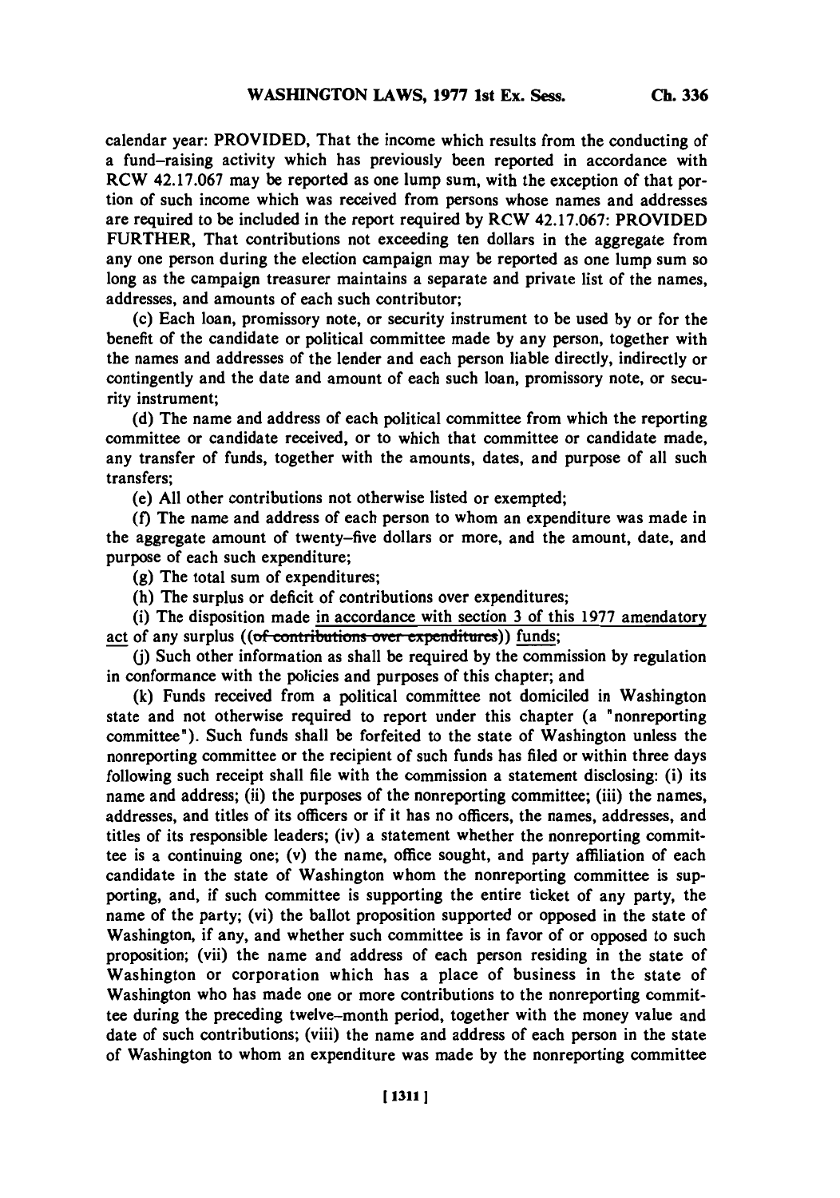calendar year: PROVIDED, That the income which results from the conducting of a fund-raising activity which has previously been reported in accordance with RCW 42.17.067 may be reported as one lump sum, with the exception of that portion of such income which was received from persons whose names and addresses are required to be included in the report required by RCW 42.17.067: PROVIDED FURTHER, That contributions not exceeding ten dollars in the aggregate from any one person during the election campaign may be reported as one lump sum so long as the campaign treasurer maintains a separate and private list of the names, addresses, and amounts of each such contributor;

(c) Each loan, promissory note, or security instrument to be used by or for the benefit of the candidate or political committee made by any person, together with the names and addresses of the lender and each person liable directly, indirectly or contingently and the date and amount of each such loan, promissory note, or security instrument;

(d) The name and address of each political committee from which the reporting committee or candidate received, or to which that committee or candidate made, any transfer of funds, together with the amounts, dates, and purpose of all such transfers;

(e) All other contributions not otherwise listed or exempted;

(f) The name and address of each person to whom an expenditure was made in the aggregate amount of twenty-five dollars or more, and the amount, date, and purpose of each such expenditure;

(g) The total sum of expenditures;

(h) The surplus or deficit of contributions over expenditures;

(i) The disposition made in accordance with section 3 of this 1977 amendatory act of any surplus ((~~of contributions over expenditures~~)) funds;

(j) Such other information as shall be required by the commission by regulation in conformance with the policies and purposes of this chapter; and

(k) Funds received from a political committee not domiciled in Washington state and not otherwise required to report under this chapter (a "nonreporting committee"). Such funds shall be forfeited to the state of Washington unless the nonreporting committee or the recipient of such funds has filed or within three days following such receipt shall file with the commission a statement disclosing: (i) its name and address; (ii) the purposes of the nonreporting committee; (iii) the names, addresses, and titles of its officers or if it has no officers, the names, addresses, and titles of its responsible leaders; (iv) a statement whether the nonreporting committee is a continuing one; (v) the name, office sought, and party affiliation of each candidate in the state of Washington whom the nonreporting committee is supporting, and, if such committee is supporting the entire ticket of any party, the name of the party; (vi) the ballot proposition supported or opposed in the state of Washington, if any, and whether such committee is in favor of or opposed to such proposition; (vii) the name and address of each person residing in the state of Washington or corporation which has a place of business in the state of Washington who has made one or more contributions to the nonreporting committee during the preceding twelve-month period, together with the money value and date of such contributions; (viii) the name and address of each person in the state of Washington to whom an expenditure was made by the nonreporting committee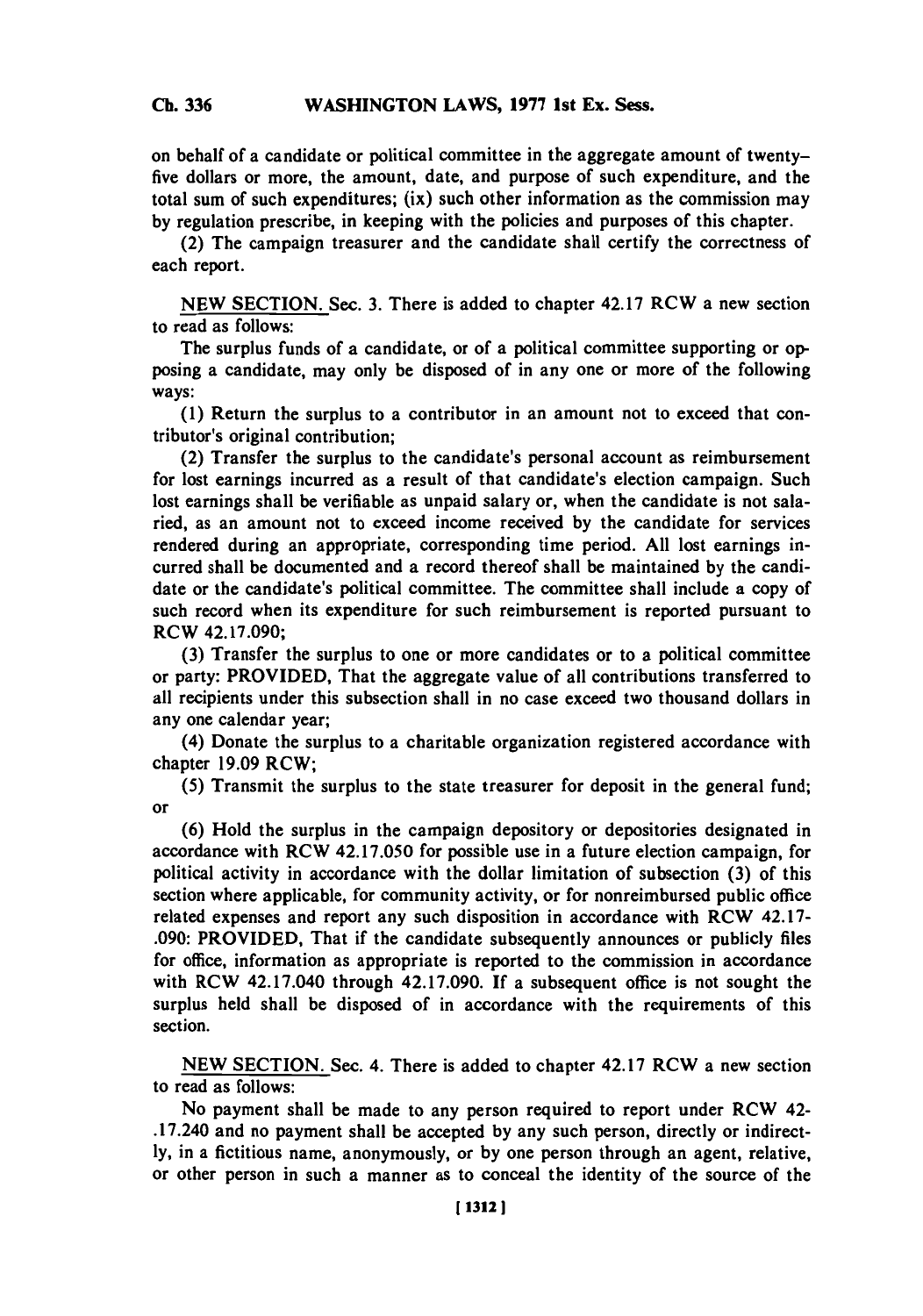on behalf of a candidate or political committee in the aggregate amount of twenty-five dollars or more, the amount, date, and purpose of such expenditure, and the total sum of such expenditures; (ix) such other information as the commission may by regulation prescribe, in keeping with the policies and purposes of this chapter.

(2) The campaign treasurer and the candidate shall certify the correctness of each report.

NEW SECTION. Sec. 3. There is added to chapter 42.17 RCW a new section to read as follows:

The surplus funds of a candidate, or of a political committee supporting or opposing a candidate, may only be disposed of in any one or more of the following ways:

(1) Return the surplus to a contributor in an amount not to exceed that contributor's original contribution;

(2) Transfer the surplus to the candidate's personal account as reimbursement for lost earnings incurred as a result of that candidate's election campaign. Such lost earnings shall be verifiable as unpaid salary or, when the candidate is not salaried, as an amount not to exceed income received by the candidate for services rendered during an appropriate, corresponding time period. All lost earnings incurred shall be documented and a record thereof shall be maintained by the candidate or the candidate's political committee. The committee shall include a copy of such record when its expenditure for such reimbursement is reported pursuant to RCW 42.17.090;

(3) Transfer the surplus to one or more candidates or to a political committee or party: PROVIDED, That the aggregate value of all contributions transferred to all recipients under this subsection shall in no case exceed two thousand dollars in any one calendar year;

(4) Donate the surplus to a charitable organization registered accordance with chapter 19.09 RCW;

(5) Transmit the surplus to the state treasurer for deposit in the general fund; or

(6) Hold the surplus in the campaign depository or depositories designated in accordance with RCW 42.17.050 for possible use in a future election campaign, for political activity in accordance with the dollar limitation of subsection (3) of this section where applicable, for community activity, or for nonreimbursed public office related expenses and report any such disposition in accordance with RCW 42.17-.090: PROVIDED, That if the candidate subsequently announces or publicly files for office, information as appropriate is reported to the commission in accordance with RCW 42.17.040 through 42.17.090. If a subsequent office is not sought the surplus held shall be disposed of in accordance with the requirements of this section.

NEW SECTION. Sec. 4. There is added to chapter 42.17 RCW a new section to read as follows:

No payment shall be made to any person required to report under RCW 42-.17.240 and no payment shall be accepted by any such person, directly or indirectly, in a fictitious name, anonymously, or by one person through an agent, relative, or other person in such a manner as to conceal the identity of the source of the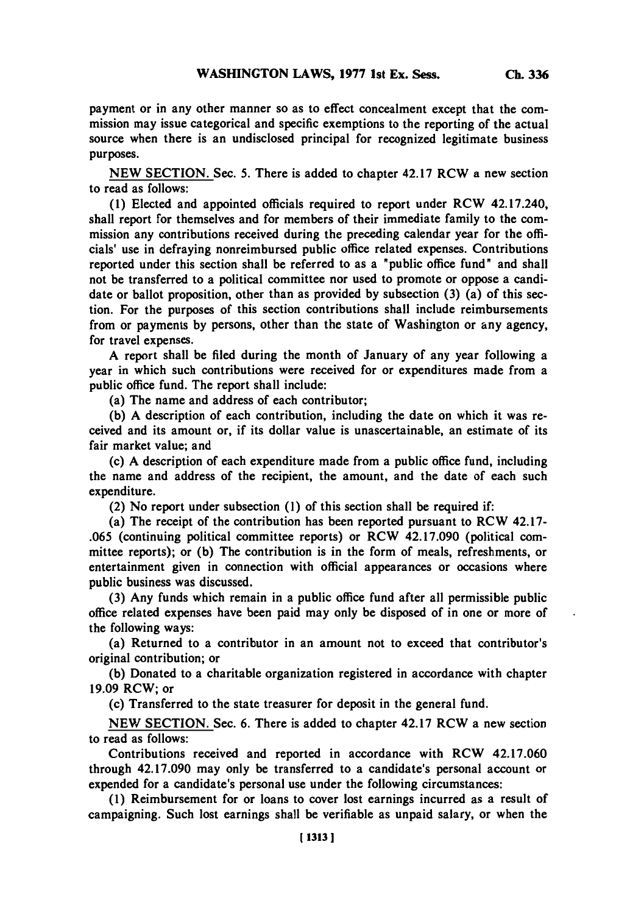payment or in any other manner so as to effect concealment except that the commission may issue categorical and specific exemptions to the reporting of the actual source when there is an undisclosed principal for recognized legitimate business purposes.

NEW SECTION. Sec. 5. There is added to chapter 42.17 RCW a new section to read as follows:

(1) Elected and appointed officials required to report under RCW 42.17.240, shall report for themselves and for members of their immediate family to the commission any contributions received during the preceding calendar year for the officials' use in defraying nonreimbursed public office related expenses. Contributions reported under this section shall be referred to as a "public office fund" and shall not be transferred to a political committee nor used to promote or oppose a candidate or ballot proposition, other than as provided by subsection (3) (a) of this section. For the purposes of this section contributions shall include reimbursements from or payments by persons, other than the state of Washington or any agency, for travel expenses.

A report shall be filed during the month of January of any year following a year in which such contributions were received for or expenditures made from a public office fund. The report shall include:

(a) The name and address of each contributor;

(b) A description of each contribution, including the date on which it was received and its amount or, if its dollar value is unascertainable, an estimate of its fair market value; and

(c) A description of each expenditure made from a public office fund, including the name and address of the recipient, the amount, and the date of each such expenditure.

(2) No report under subsection (1) of this section shall be required if:

(a) The receipt of the contribution has been reported pursuant to RCW 42.17-.065 (continuing political committee reports) or RCW 42.17.090 (political committee reports); or (b) The contribution is in the form of meals, refreshments, or entertainment given in connection with official appearances or occasions where public business was discussed.

(3) Any funds which remain in a public office fund after all permissible public office related expenses have been paid may only be disposed of in one or more of the following ways:

(a) Returned to a contributor in an amount not to exceed that contributor's original contribution; or

(b) Donated to a charitable organization registered in accordance with chapter 19.09 RCW; or

(c) Transferred to the state treasurer for deposit in the general fund.

NEW SECTION. Sec. 6. There is added to chapter 42.17 RCW a new section to read as follows:

Contributions received and reported in accordance with RCW 42.17.060 through 42.17.090 may only be transferred to a candidate's personal account or expended for a candidate's personal use under the following circumstances:

(1) Reimbursement for or loans to cover lost earnings incurred as a result of campaigning. Such lost earnings shall be verifiable as unpaid salary, or when the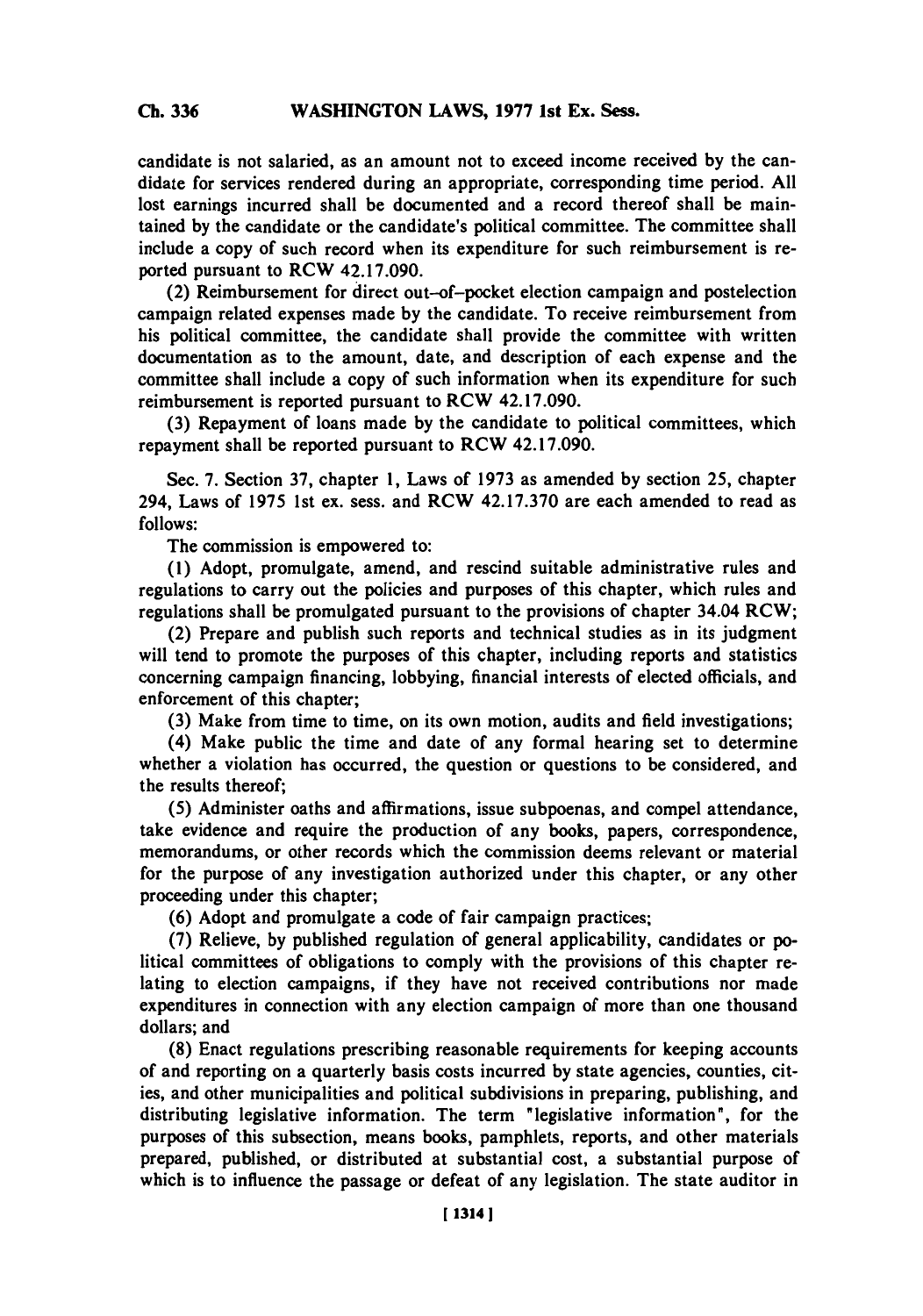candidate is not salaried, as an amount not to exceed income received by the candidate for services rendered during an appropriate, corresponding time period. All lost earnings incurred shall be documented and a record thereof shall be maintained by the candidate or the candidate's political committee. The committee shall include a copy of such record when its expenditure for such reimbursement is reported pursuant to RCW 42.17.090.

(2) Reimbursement for direct out-of-pocket election campaign and postelection campaign related expenses made by the candidate. To receive reimbursement from his political committee, the candidate shall provide the committee with written documentation as to the amount, date, and description of each expense and the committee shall include a copy of such information when its expenditure for such reimbursement is reported pursuant to RCW 42.17.090.

(3) Repayment of loans made by the candidate to political committees, which repayment shall be reported pursuant to RCW 42.17.090.

Sec. 7. Section 37, chapter 1, Laws of 1973 as amended by section 25, chapter 294, Laws of 1975 1st ex. sess. and RCW 42.17.370 are each amended to read as follows:

The commission is empowered to:

(1) Adopt, promulgate, amend, and rescind suitable administrative rules and regulations to carry out the policies and purposes of this chapter, which rules and regulations shall be promulgated pursuant to the provisions of chapter 34.04 RCW;

(2) Prepare and publish such reports and technical studies as in its judgment will tend to promote the purposes of this chapter, including reports and statistics concerning campaign financing, lobbying, financial interests of elected officials, and enforcement of this chapter;

(3) Make from time to time, on its own motion, audits and field investigations;

(4) Make public the time and date of any formal hearing set to determine whether a violation has occurred, the question or questions to be considered, and the results thereof;

(5) Administer oaths and affirmations, issue subpoenas, and compel attendance, take evidence and require the production of any books, papers, correspondence, memorandums, or other records which the commission deems relevant or material for the purpose of any investigation authorized under this chapter, or any other proceeding under this chapter;

(6) Adopt and promulgate a code of fair campaign practices;

(7) Relieve, by published regulation of general applicability, candidates or political committees of obligations to comply with the provisions of this chapter relating to election campaigns, if they have not received contributions nor made expenditures in connection with any election campaign of more than one thousand dollars; and

(8) Enact regulations prescribing reasonable requirements for keeping accounts of and reporting on a quarterly basis costs incurred by state agencies, counties, cities, and other municipalities and political subdivisions in preparing, publishing, and distributing legislative information. The term "legislative information", for the purposes of this subsection, means books, pamphlets, reports, and other materials prepared, published, or distributed at substantial cost, a substantial purpose of which is to influence the passage or defeat of any legislation. The state auditor in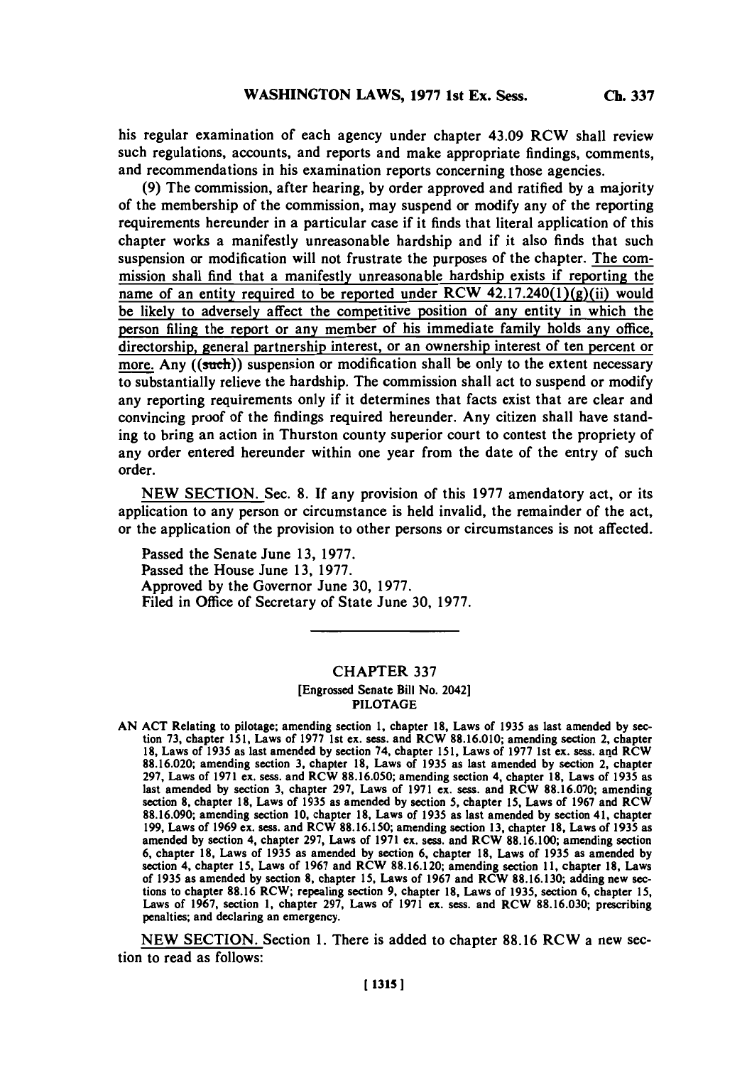his regular examination of each agency under chapter 43.09 RCW shall review such regulations, accounts, and reports and make appropriate findings, comments, and recommendations in his examination reports concerning those agencies.

(9) The commission, after hearing, by order approved and ratified by a majority of the membership of the commission, may suspend or modify any of the reporting requirements hereunder in a particular case if it finds that literal application of this chapter works a manifestly unreasonable hardship and if it also finds that such suspension or modification will not frustrate the purposes of the chapter. <u>The commission shall find that a manifestly unreasonable hardship exists if reporting the name of an entity required to be reported under RCW 42.17.240(1)(g)(ii) would be likely to adversely affect the competitive position of any entity in which the person filing the report or any member of his immediate family holds any office, directorship, general partnership interest, or an ownership interest of ten percent or more.</u> Any ((~~such~~)) suspension or modification shall be only to the extent necessary to substantially relieve the hardship. The commission shall act to suspend or modify any reporting requirements only if it determines that facts exist that are clear and convincing proof of the findings required hereunder. Any citizen shall have standing to bring an action in Thurston county superior court to contest the propriety of any order entered hereunder within one year from the date of the entry of such order.

<u>NEW SECTION.</u> Sec. 8. If any provision of this 1977 amendatory act, or its application to any person or circumstance is held invalid, the remainder of the act, or the application of the provision to other persons or circumstances is not affected.

Passed the Senate June 13, 1977.
Passed the House June 13, 1977.
Approved by the Governor June 30, 1977.
Filed in Office of Secretary of State June 30, 1977.

---

## CHAPTER 337

[Engrossed Senate Bill No. 2042]

PILOTAGE

AN ACT Relating to pilotage; amending section 1, chapter 18, Laws of 1935 as last amended by section 73, chapter 151, Laws of 1977 1st ex. sess. and RCW 88.16.010; amending section 2, chapter 18, Laws of 1935 as last amended by section 74, chapter 151, Laws of 1977 1st ex. sess. and RCW 88.16.020; amending section 3, chapter 18, Laws of 1935 as last amended by section 2, chapter 297, Laws of 1971 ex. sess. and RCW 88.16.050; amending section 4, chapter 18, Laws of 1935 as last amended by section 3, chapter 297, Laws of 1971 ex. sess. and RCW 88.16.070; amending section 8, chapter 18, Laws of 1935 as amended by section 5, chapter 15, Laws of 1967 and RCW 88.16.090; amending section 10, chapter 18, Laws of 1935 as last amended by section 41, chapter 199, Laws of 1969 ex. sess. and RCW 88.16.150; amending section 13, chapter 18, Laws of 1935 as amended by section 4, chapter 297, Laws of 1971 ex. sess. and RCW 88.16.100; amending section 6, chapter 18, Laws of 1935 as amended by section 6, chapter 18, Laws of 1935 as amended by section 4, chapter 15, Laws of 1967 and RCW 88.16.120; amending section 11, chapter 18, Laws of 1935 as amended by section 8, chapter 15, Laws of 1967 and RCW 88.16.130; adding new sections to chapter 88.16 RCW; repealing section 9, chapter 18, Laws of 1935, section 6, chapter 15, Laws of 1967, section 1, chapter 297, Laws of 1971 ex. sess. and RCW 88.16.030; prescribing penalties; and declaring an emergency.

<u>NEW SECTION.</u> Section 1. There is added to chapter 88.16 RCW a new section to read as follows: